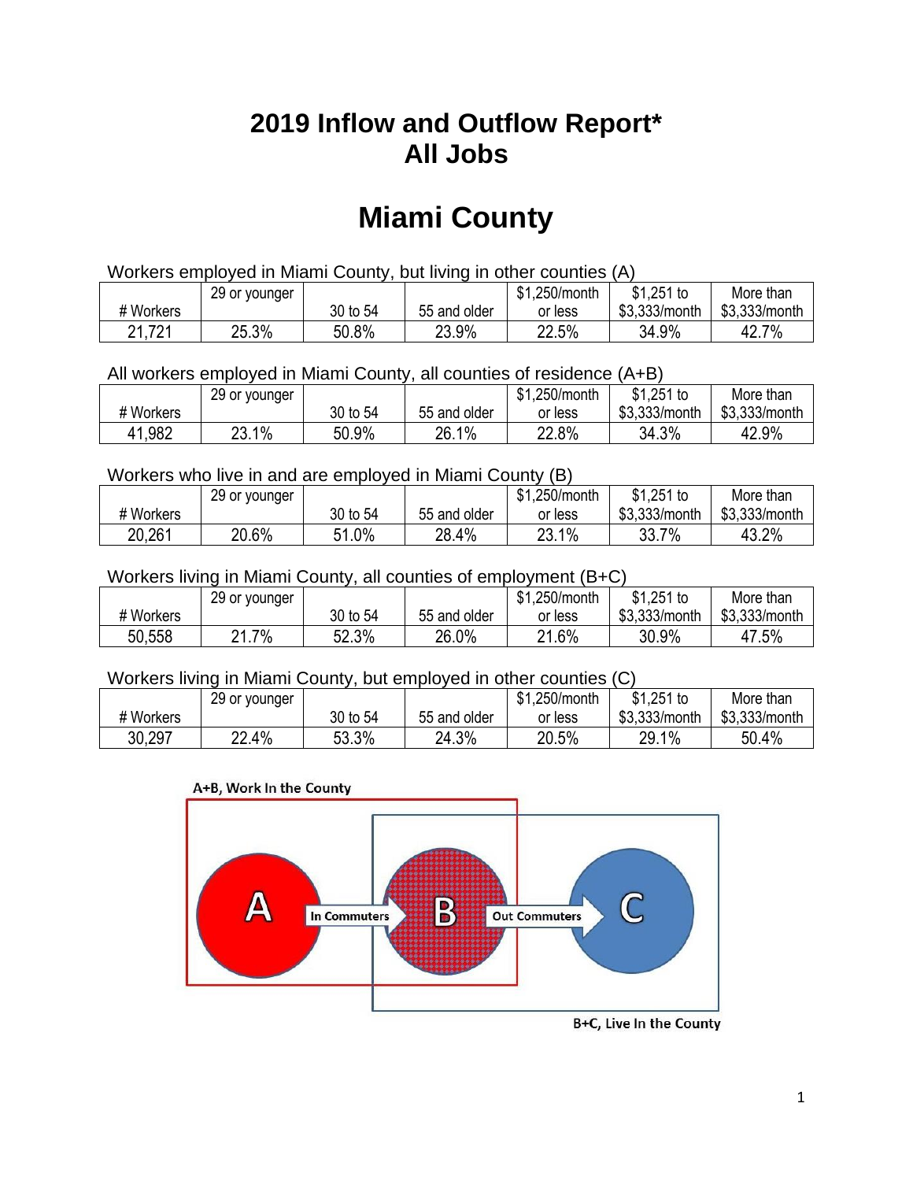# 2019 Inflow and Outflow Report*
# All Jobs

# Miami County

Workers employed in Miami County, but living in other counties (A)

| # Workers | 29 or younger | 30 to 54 | 55 and older | $1,250/month or less | $1,251 to $3,333/month | More than $3,333/month |
|---|---|---|---|---|---|---|
| 21,721 | 25.3% | 50.8% | 23.9% | 22.5% | 34.9% | 42.7% |

All workers employed in Miami County, all counties of residence (A+B)

| # Workers | 29 or younger | 30 to 54 | 55 and older | $1,250/month or less | $1,251 to $3,333/month | More than $3,333/month |
|---|---|---|---|---|---|---|
| 41,982 | 23.1% | 50.9% | 26.1% | 22.8% | 34.3% | 42.9% |

Workers who live in and are employed in Miami County (B)

| # Workers | 29 or younger | 30 to 54 | 55 and older | $1,250/month or less | $1,251 to $3,333/month | More than $3,333/month |
|---|---|---|---|---|---|---|
| 20,261 | 20.6% | 51.0% | 28.4% | 23.1% | 33.7% | 43.2% |

Workers living in Miami County, all counties of employment (B+C)

| # Workers | 29 or younger | 30 to 54 | 55 and older | $1,250/month or less | $1,251 to $3,333/month | More than $3,333/month |
|---|---|---|---|---|---|---|
| 50,558 | 21.7% | 52.3% | 26.0% | 21.6% | 30.9% | 47.5% |

Workers living in Miami County, but employed in other counties (C)

| # Workers | 29 or younger | 30 to 54 | 55 and older | $1,250/month or less | $1,251 to $3,333/month | More than $3,333/month |
|---|---|---|---|---|---|---|
| 30,297 | 22.4% | 53.3% | 24.3% | 20.5% | 29.1% | 50.4% |

A+B, Work In the County

A — In Commuters → B — Out Commuters → C

B+C, Live In the County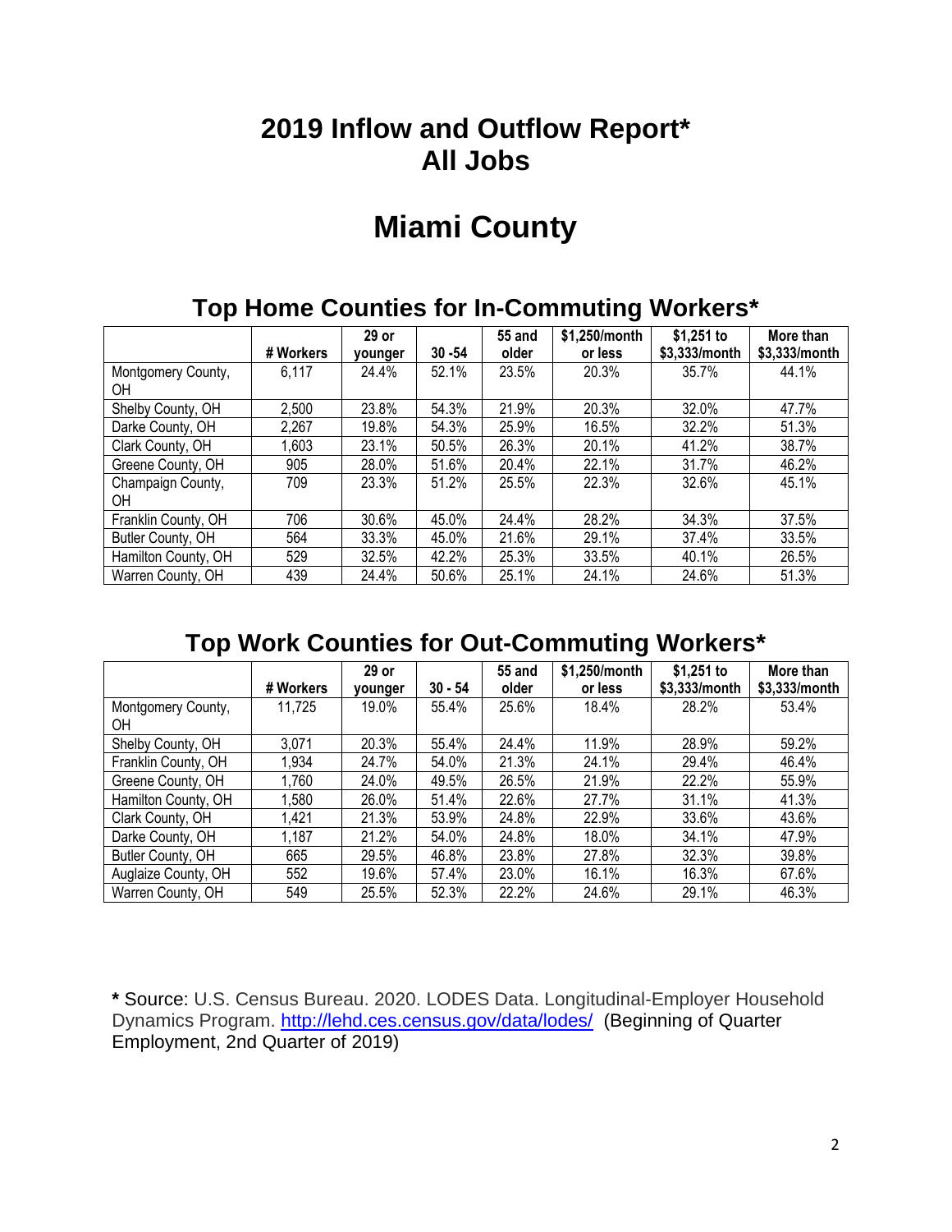# 2019 Inflow and Outflow Report*
# All Jobs

# Miami County

## Top Home Counties for In-Commuting Workers*

| | # Workers | 29 or younger | 30 -54 | 55 and older | $1,250/month or less | $1,251 to $3,333/month | More than $3,333/month |
|---|---|---|---|---|---|---|---|
| Montgomery County, OH | 6,117 | 24.4% | 52.1% | 23.5% | 20.3% | 35.7% | 44.1% |
| Shelby County, OH | 2,500 | 23.8% | 54.3% | 21.9% | 20.3% | 32.0% | 47.7% |
| Darke County, OH | 2,267 | 19.8% | 54.3% | 25.9% | 16.5% | 32.2% | 51.3% |
| Clark County, OH | 1,603 | 23.1% | 50.5% | 26.3% | 20.1% | 41.2% | 38.7% |
| Greene County, OH | 905 | 28.0% | 51.6% | 20.4% | 22.1% | 31.7% | 46.2% |
| Champaign County, OH | 709 | 23.3% | 51.2% | 25.5% | 22.3% | 32.6% | 45.1% |
| Franklin County, OH | 706 | 30.6% | 45.0% | 24.4% | 28.2% | 34.3% | 37.5% |
| Butler County, OH | 564 | 33.3% | 45.0% | 21.6% | 29.1% | 37.4% | 33.5% |
| Hamilton County, OH | 529 | 32.5% | 42.2% | 25.3% | 33.5% | 40.1% | 26.5% |
| Warren County, OH | 439 | 24.4% | 50.6% | 25.1% | 24.1% | 24.6% | 51.3% |

## Top Work Counties for Out-Commuting Workers*

| | # Workers | 29 or younger | 30 - 54 | 55 and older | $1,250/month or less | $1,251 to $3,333/month | More than $3,333/month |
|---|---|---|---|---|---|---|---|
| Montgomery County, OH | 11,725 | 19.0% | 55.4% | 25.6% | 18.4% | 28.2% | 53.4% |
| Shelby County, OH | 3,071 | 20.3% | 55.4% | 24.4% | 11.9% | 28.9% | 59.2% |
| Franklin County, OH | 1,934 | 24.7% | 54.0% | 21.3% | 24.1% | 29.4% | 46.4% |
| Greene County, OH | 1,760 | 24.0% | 49.5% | 26.5% | 21.9% | 22.2% | 55.9% |
| Hamilton County, OH | 1,580 | 26.0% | 51.4% | 22.6% | 27.7% | 31.1% | 41.3% |
| Clark County, OH | 1,421 | 21.3% | 53.9% | 24.8% | 22.9% | 33.6% | 43.6% |
| Darke County, OH | 1,187 | 21.2% | 54.0% | 24.8% | 18.0% | 34.1% | 47.9% |
| Butler County, OH | 665 | 29.5% | 46.8% | 23.8% | 27.8% | 32.3% | 39.8% |
| Auglaize County, OH | 552 | 19.6% | 57.4% | 23.0% | 16.1% | 16.3% | 67.6% |
| Warren County, OH | 549 | 25.5% | 52.3% | 22.2% | 24.6% | 29.1% | 46.3% |

**\*** Source: U.S. Census Bureau. 2020. LODES Data. Longitudinal-Employer Household Dynamics Program. [http://lehd.ces.census.gov/data/lodes/](http://lehd.ces.census.gov/data/lodes/) (Beginning of Quarter Employment, 2nd Quarter of 2019)